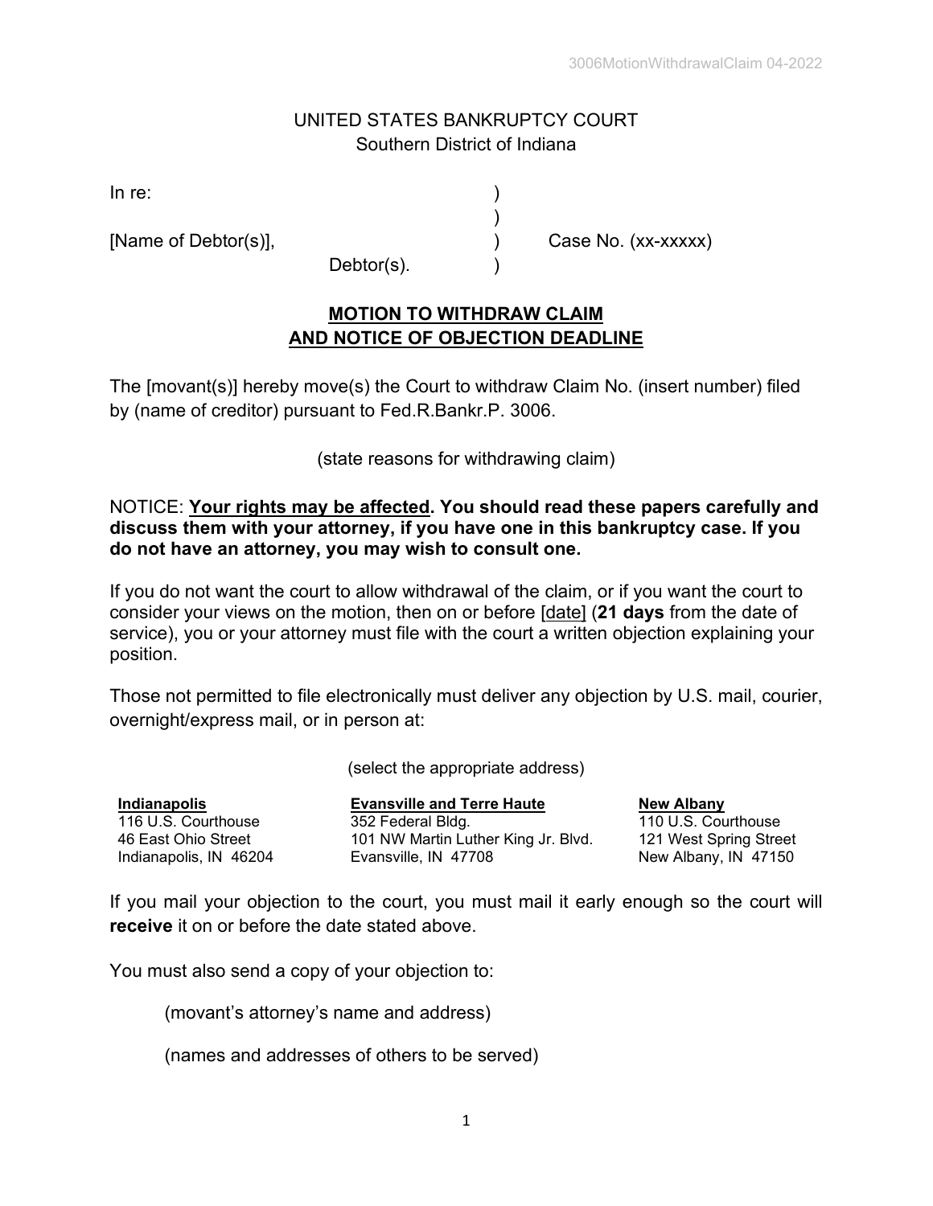UNITED STATES BANKRUPTCY COURT
Southern District of Indiana

| | | |
|---|---|---|
| In re: | ) | |
| | ) | |
| [Name of Debtor(s)], | ) | Case No. (xx-xxxxx) |
| Debtor(s). | ) | |

**MOTION TO WITHDRAW CLAIM AND NOTICE OF OBJECTION DEADLINE**

The [movant(s)] hereby move(s) the Court to withdraw Claim No. (insert number) filed by (name of creditor) pursuant to Fed.R.Bankr.P. 3006.

(state reasons for withdrawing claim)

NOTICE: **Your rights may be affected. You should read these papers carefully and discuss them with your attorney, if you have one in this bankruptcy case. If you do not have an attorney, you may wish to consult one.**

If you do not want the court to allow withdrawal of the claim, or if you want the court to consider your views on the motion, then on or before [date] (**21 days** from the date of service), you or your attorney must file with the court a written objection explaining your position.

Those not permitted to file electronically must deliver any objection by U.S. mail, courier, overnight/express mail, or in person at:

(select the appropriate address)

| **Indianapolis** | **Evansville and Terre Haute** | **New Albany** |
|---|---|---|
| 116 U.S. Courthouse | 352 Federal Bldg. | 110 U.S. Courthouse |
| 46 East Ohio Street | 101 NW Martin Luther King Jr. Blvd. | 121 West Spring Street |
| Indianapolis, IN 46204 | Evansville, IN 47708 | New Albany, IN 47150 |

If you mail your objection to the court, you must mail it early enough so the court will **receive** it on or before the date stated above.

You must also send a copy of your objection to:

(movant's attorney's name and address)

(names and addresses of others to be served)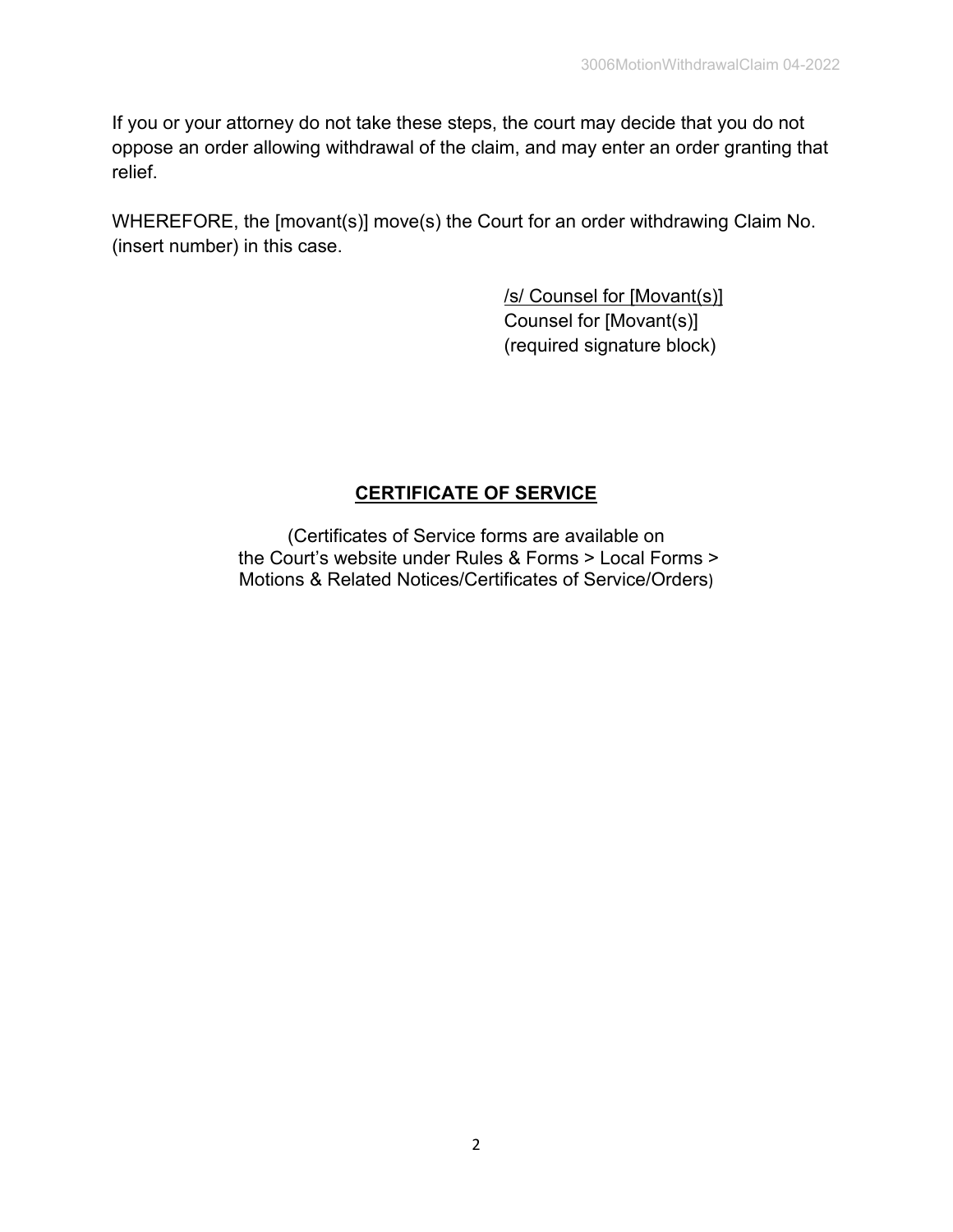If you or your attorney do not take these steps, the court may decide that you do not oppose an order allowing withdrawal of the claim, and may enter an order granting that relief.

WHEREFORE, the [movant(s)] move(s) the Court for an order withdrawing Claim No. (insert number) in this case.

<u>/s/ Counsel for [Movant(s)]</u>
Counsel for [Movant(s)]
(required signature block)

## **<u>CERTIFICATE OF SERVICE</u>**

(Certificates of Service forms are available on the Court's website under Rules & Forms > Local Forms > Motions & Related Notices/Certificates of Service/Orders)